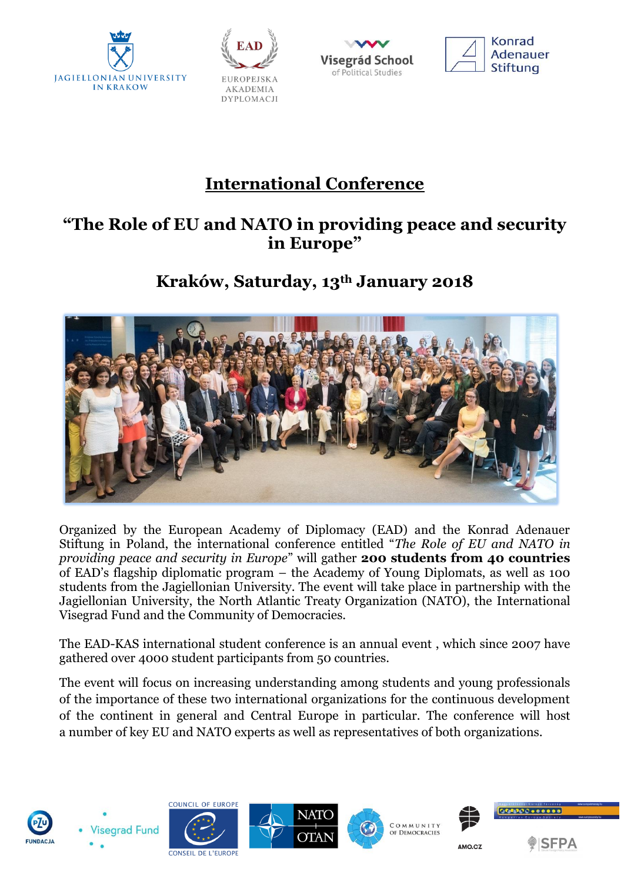# International Conference

## "The Role of EU and NATO in providing peace and security in Europe"

## Kraków, Saturday, 13th January 2018

Organized by the European Academy of Diplomacy (EAD) and the Konrad Adenauer Stiftung in Poland, the international conference entitled "*The Role of EU and NATO in providing peace and security in Europe*" will gather **200 students from 40 countries** of EAD's flagship diplomatic program – the Academy of Young Diplomats, as well as 100 students from the Jagiellonian University. The event will take place in partnership with the Jagiellonian University, the North Atlantic Treaty Organization (NATO), the International Visegrad Fund and the Community of Democracies.

The EAD-KAS international student conference is an annual event , which since 2007 have gathered over 4000 student participants from 50 countries.

The event will focus on increasing understanding among students and young professionals of the importance of these two international organizations for the continuous development of the continent in general and Central Europe in particular. The conference will host a number of key EU and NATO experts as well as representatives of both organizations.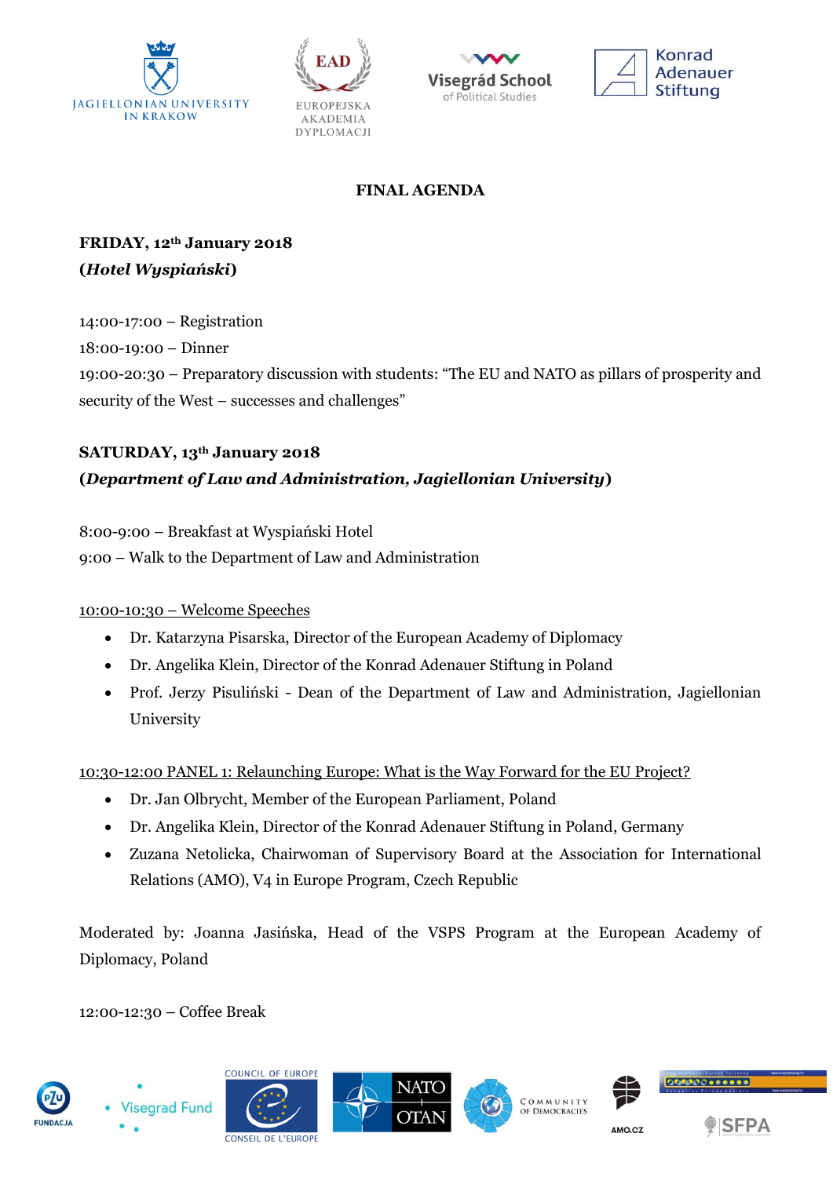**FINAL AGENDA**

**FRIDAY, 12th January 2018**
**(*Hotel Wyspiański*)**

14:00-17:00 – Registration

18:00-19:00 – Dinner

19:00-20:30 – Preparatory discussion with students: "The EU and NATO as pillars of prosperity and security of the West – successes and challenges"

**SATURDAY, 13th January 2018**
**(*Department of Law and Administration, Jagiellonian University*)**

8:00-9:00 – Breakfast at Wyspiański Hotel

9:00 – Walk to the Department of Law and Administration

10:00-10:30 – Welcome Speeches

- Dr. Katarzyna Pisarska, Director of the European Academy of Diplomacy
- Dr. Angelika Klein, Director of the Konrad Adenauer Stiftung in Poland
- Prof. Jerzy Pisuliński - Dean of the Department of Law and Administration, Jagiellonian University

10:30-12:00 PANEL 1: Relaunching Europe: What is the Way Forward for the EU Project?

- Dr. Jan Olbrycht, Member of the European Parliament, Poland
- Dr. Angelika Klein, Director of the Konrad Adenauer Stiftung in Poland, Germany
- Zuzana Netolicka, Chairwoman of Supervisory Board at the Association for International Relations (AMO), V4 in Europe Program, Czech Republic

Moderated by: Joanna Jasińska, Head of the VSPS Program at the European Academy of Diplomacy, Poland

12:00-12:30 – Coffee Break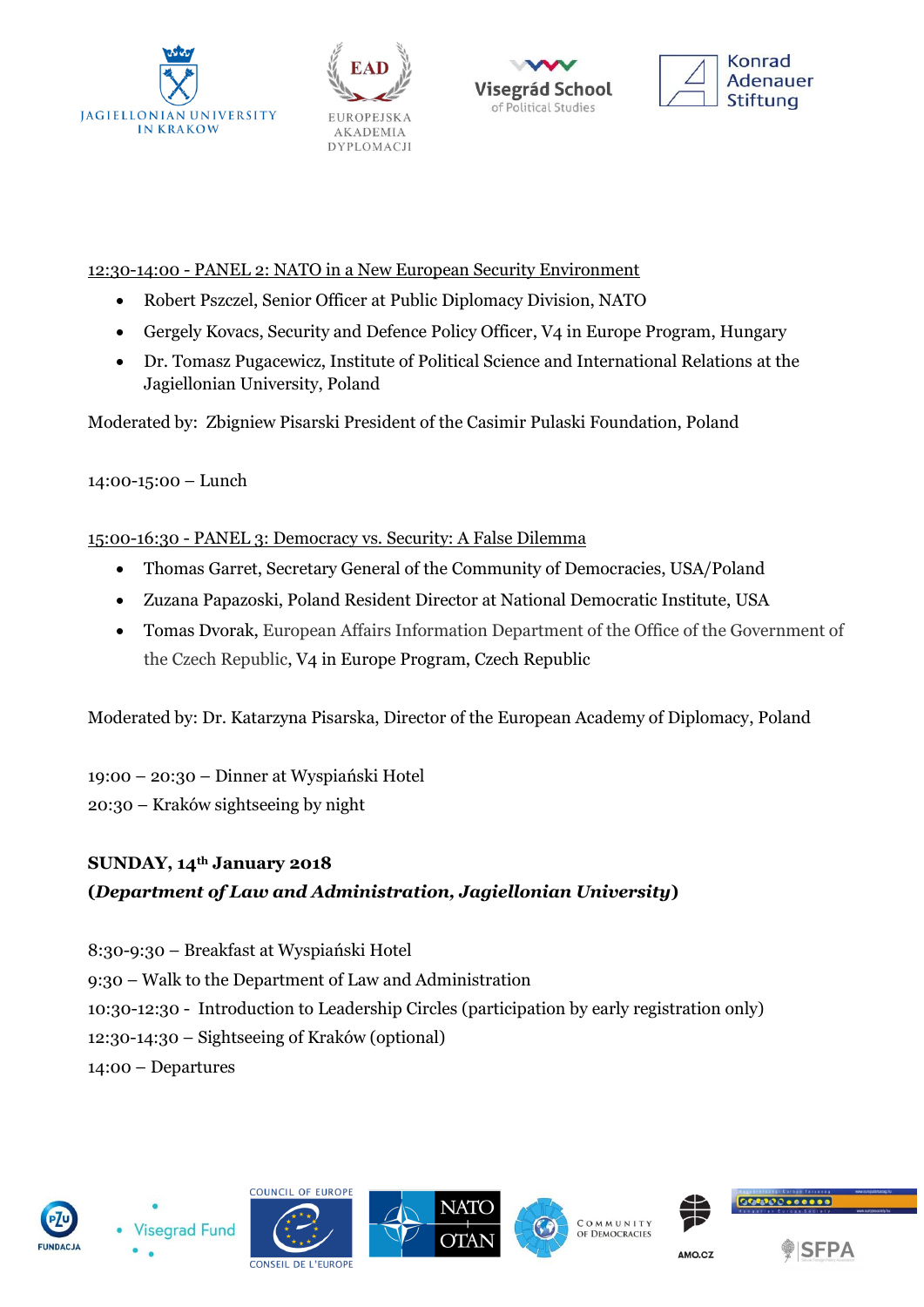12:30-14:00 - PANEL 2: NATO in a New European Security Environment

- Robert Pszczel, Senior Officer at Public Diplomacy Division, NATO
- Gergely Kovacs, Security and Defence Policy Officer, V4 in Europe Program, Hungary
- Dr. Tomasz Pugacewicz, Institute of Political Science and International Relations at the Jagiellonian University, Poland

Moderated by: Zbigniew Pisarski President of the Casimir Pulaski Foundation, Poland

14:00-15:00 – Lunch

15:00-16:30 - PANEL 3: Democracy vs. Security: A False Dilemma

- Thomas Garret, Secretary General of the Community of Democracies, USA/Poland
- Zuzana Papazoski, Poland Resident Director at National Democratic Institute, USA
- Tomas Dvorak, European Affairs Information Department of the Office of the Government of the Czech Republic, V4 in Europe Program, Czech Republic

Moderated by: Dr. Katarzyna Pisarska, Director of the European Academy of Diplomacy, Poland

19:00 – 20:30 – Dinner at Wyspiański Hotel
20:30 – Kraków sightseeing by night

**SUNDAY, 14th January 2018**
**(*Department of Law and Administration, Jagiellonian University*)**

8:30-9:30 – Breakfast at Wyspiański Hotel
9:30 – Walk to the Department of Law and Administration
10:30-12:30 - Introduction to Leadership Circles (participation by early registration only)
12:30-14:30 – Sightseeing of Kraków (optional)
14:00 – Departures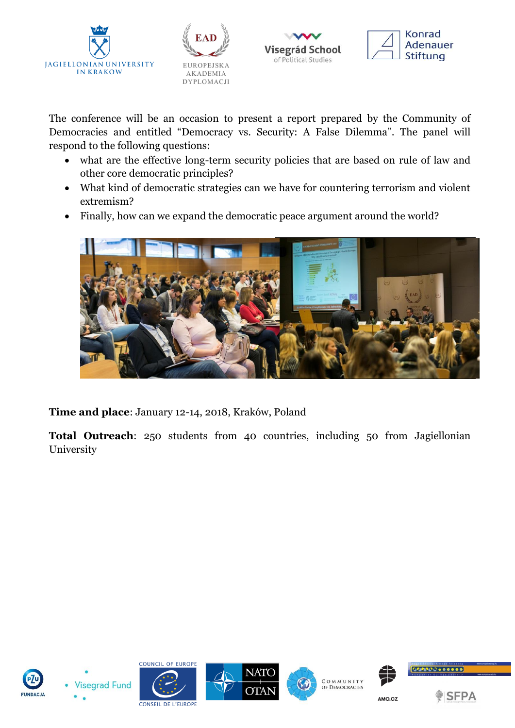The conference will be an occasion to present a report prepared by the Community of Democracies and entitled “Democracy vs. Security: A False Dilemma”. The panel will respond to the following questions:

- what are the effective long-term security policies that are based on rule of law and other core democratic principles?
- What kind of democratic strategies can we have for countering terrorism and violent extremism?
- Finally, how can we expand the democratic peace argument around the world?

**Time and place**: January 12-14, 2018, Kraków, Poland

**Total Outreach**: 250 students from 40 countries, including 50 from Jagiellonian University